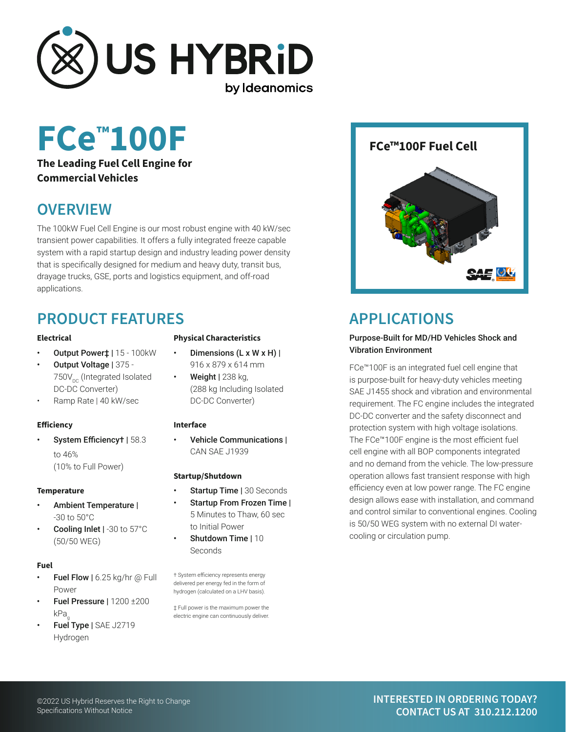# US HYBRiD

by Ideanomics

# FCe™100F

**The Leading Fuel Cell Engine for Commercial Vehicles**

## OVERVIEW

The 100kW Fuel Cell Engine is our most robust engine with 40 kW/sec transient power capabilities. It offers a fully integrated freeze capable system with a rapid startup design and industry leading power density that is specifically designed for medium and heavy duty, transit bus, drayage trucks, GSE, ports and logistics equipment, and off-road applications.

## PRODUCT FEATURES

### Electrical

- **Output Power‡** | 15 - 100kW
- **Output Voltage** | 375 - 750$V_{DC}$ (Integrated Isolated DC-DC Converter)
- Ramp Rate | 40 kW/sec

### Efficiency

- **System Efficiency†** | 58.3 to 46% (10% to Full Power)

### Temperature

- **Ambient Temperature** | -30 to 50°C
- **Cooling Inlet** | -30 to 57°C (50/50 WEG)

### Fuel

- **Fuel Flow** | 6.25 kg/hr @ Full Power
- **Fuel Pressure** | 1200 ±200 $kPa_g$
- **Fuel Type** | SAE J2719 Hydrogen

### Physical Characteristics

- **Dimensions (L x W x H)** | 916 x 879 x 614 mm
- **Weight** | 238 kg, (288 kg Including Isolated DC-DC Converter)

### Interface

- **Vehicle Communications** | CAN SAE J1939

### Startup/Shutdown

- **Startup Time** | 30 Seconds
- **Startup From Frozen Time** | 5 Minutes to Thaw, 60 sec to Initial Power
- **Shutdown Time** | 10 Seconds

† System efficiency represents energy delivered per energy fed in the form of hydrogen (calculated on a LHV basis).

‡ Full power is the maximum power the electric engine can continuously deliver.

**FCe™100F Fuel Cell**

## APPLICATIONS

**Purpose-Built for MD/HD Vehicles Shock and Vibration Environment**

FCe™100F is an integrated fuel cell engine that is purpose-built for heavy-duty vehicles meeting SAE J1455 shock and vibration and environmental requirement. The FC engine includes the integrated DC-DC converter and the safety disconnect and protection system with high voltage isolations. The FCe™100F engine is the most efficient fuel cell engine with all BOP components integrated and no demand from the vehicle. The low-pressure operation allows fast transient response with high efficiency even at low power range. The FC engine design allows ease with installation, and command and control similar to conventional engines. Cooling is 50/50 WEG system with no external DI water-cooling or circulation pump.

©2022 US Hybrid Reserves the Right to Change Specifications Without Notice

**INTERESTED IN ORDERING TODAY? CONTACT US AT 310.212.1200**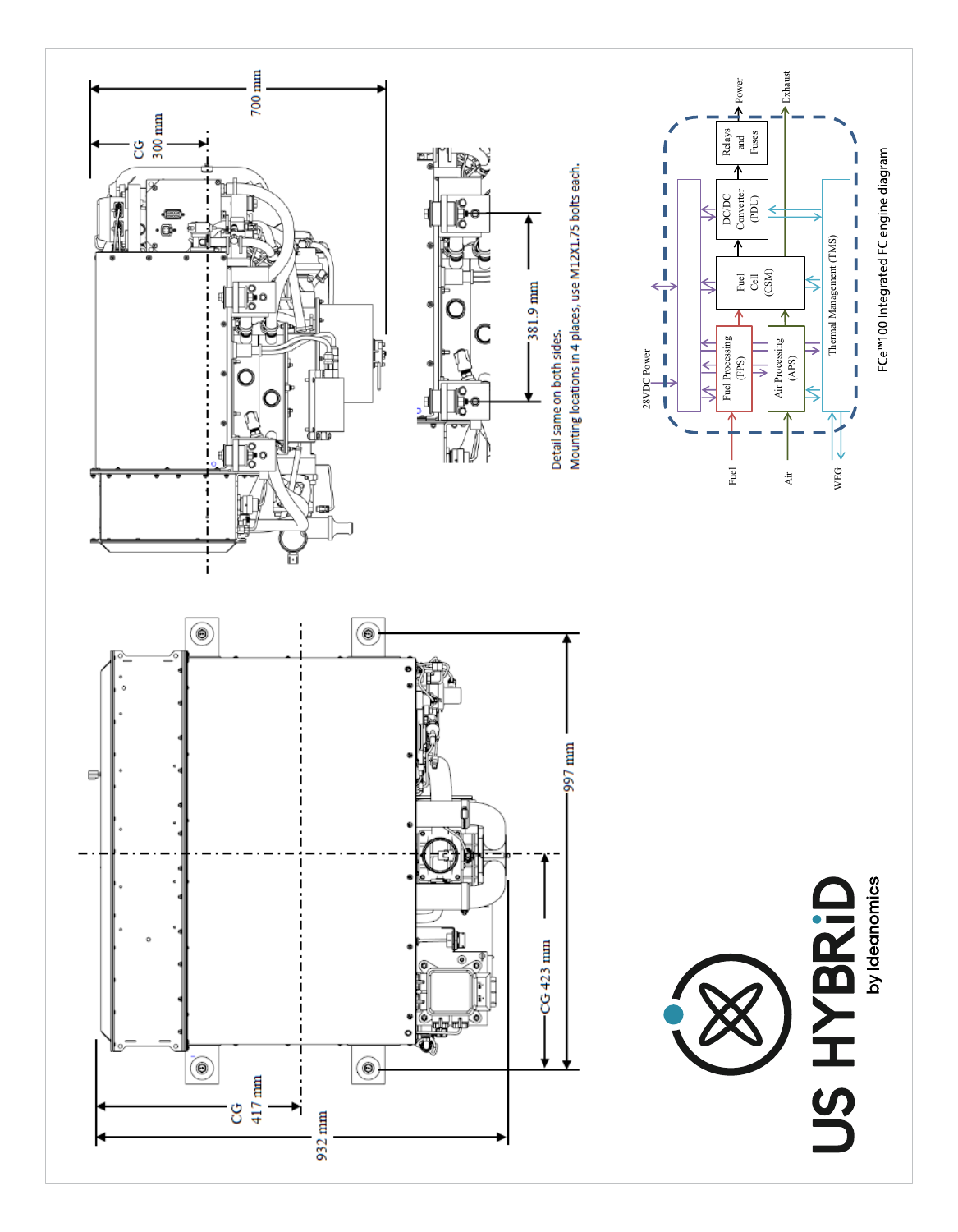700 mm

CG 300 mm

381.9 mm

Detail same on both sides.
Mounting locations in 4 places, use M12X1.75 bolts each.

997 mm

CG 423 mm

CG 417 mm

932 mm

Power

Exhaust

Relays and Fuses

DC/DC Converter (PDU)

Fuel Cell (CSM)

Fuel Processing (FPS)

Air Processing (APS)

Thermal Management (TMS)

28VDC Power

Fuel

Air

WEG

FCe™100 Integrated FC engine diagram

US HYBRiD

by Ideanomics